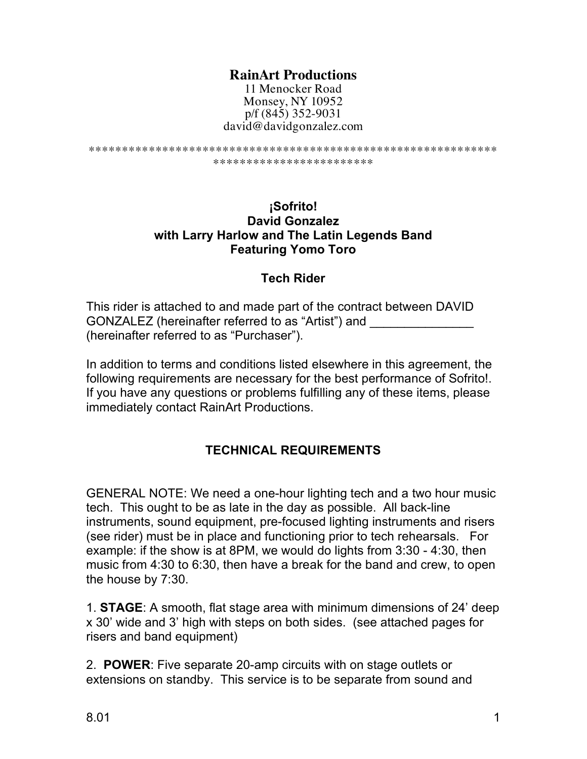# RainArt Productions

11 Menocker Road
Monsey, NY 10952
p/f (845) 352-9031
david@davidgonzalez.com

***************************************************************************************

## ¡Sofrito!
## David Gonzalez
## with Larry Harlow and The Latin Legends Band
## Featuring Yomo Toro

### Tech Rider

This rider is attached to and made part of the contract between DAVID GONZALEZ (hereinafter referred to as "Artist") and _______________ (hereinafter referred to as "Purchaser").

In addition to terms and conditions listed elsewhere in this agreement, the following requirements are necessary for the best performance of Sofrito!. If you have any questions or problems fulfilling any of these items, please immediately contact RainArt Productions.

### TECHNICAL REQUIREMENTS

GENERAL NOTE: We need a one-hour lighting tech and a two hour music tech. This ought to be as late in the day as possible. All back-line instruments, sound equipment, pre-focused lighting instruments and risers (see rider) must be in place and functioning prior to tech rehearsals. For example: if the show is at 8PM, we would do lights from 3:30 - 4:30, then music from 4:30 to 6:30, then have a break for the band and crew, to open the house by 7:30.

1. **STAGE**: A smooth, flat stage area with minimum dimensions of 24' deep x 30' wide and 3' high with steps on both sides. (see attached pages for risers and band equipment)

2. **POWER**: Five separate 20-amp circuits with on stage outlets or extensions on standby. This service is to be separate from sound and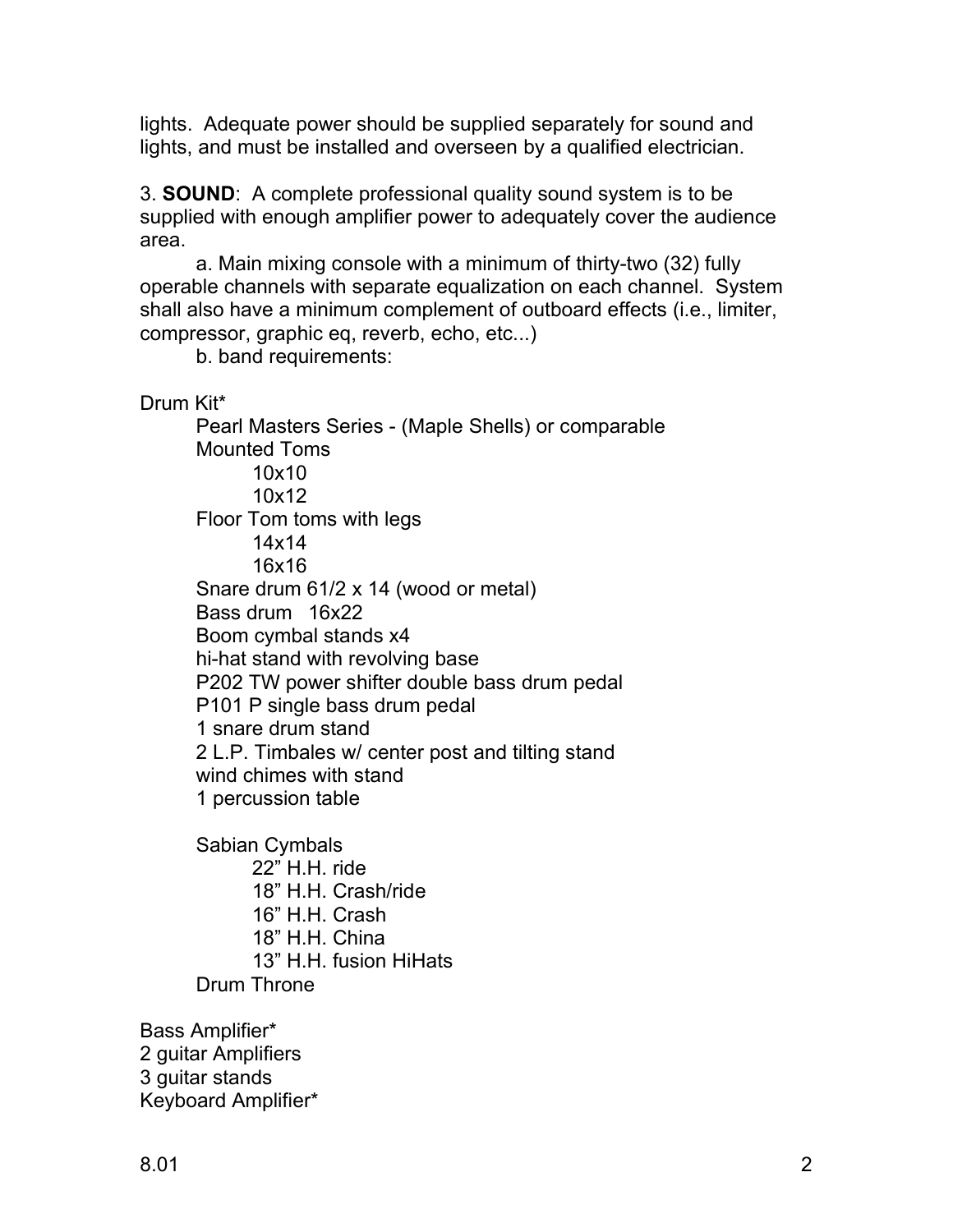lights. Adequate power should be supplied separately for sound and lights, and must be installed and overseen by a qualified electrician.

3. **SOUND**: A complete professional quality sound system is to be supplied with enough amplifier power to adequately cover the audience area.

a. Main mixing console with a minimum of thirty-two (32) fully operable channels with separate equalization on each channel. System shall also have a minimum complement of outboard effects (i.e., limiter, compressor, graphic eq, reverb, echo, etc...)

b. band requirements:

Drum Kit*

- Pearl Masters Series - (Maple Shells) or comparable
- Mounted Toms
  - 10x10
  - 10x12
- Floor Tom toms with legs
  - 14x14
  - 16x16
- Snare drum 61/2 x 14 (wood or metal)
- Bass drum 16x22
- Boom cymbal stands x4
- hi-hat stand with revolving base
- P202 TW power shifter double bass drum pedal
- P101 P single bass drum pedal
- 1 snare drum stand
- 2 L.P. Timbales w/ center post and tilting stand
- wind chimes with stand
- 1 percussion table

- Sabian Cymbals
  - 22" H.H. ride
  - 18" H.H. Crash/ride
  - 16" H.H. Crash
  - 18" H.H. China
  - 13" H.H. fusion HiHats
- Drum Throne

Bass Amplifier*
2 guitar Amplifiers
3 guitar stands
Keyboard Amplifier*

8.01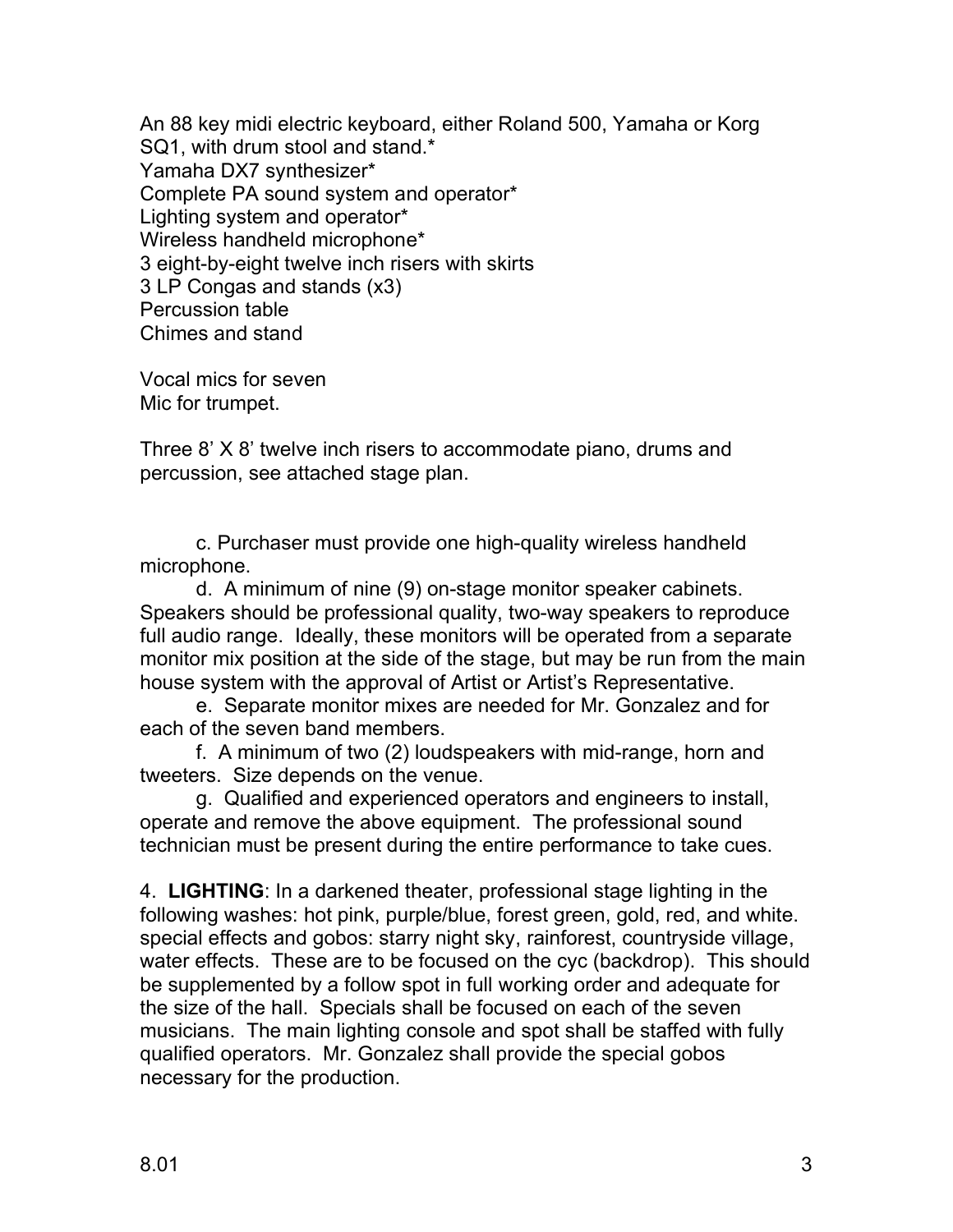An 88 key midi electric keyboard, either Roland 500, Yamaha or Korg SQ1, with drum stool and stand.*
Yamaha DX7 synthesizer*
Complete PA sound system and operator*
Lighting system and operator*
Wireless handheld microphone*
3 eight-by-eight twelve inch risers with skirts
3 LP Congas and stands (x3)
Percussion table
Chimes and stand

Vocal mics for seven
Mic for trumpet.

Three 8' X 8' twelve inch risers to accommodate piano, drums and percussion, see attached stage plan.

c. Purchaser must provide one high-quality wireless handheld microphone.

d. A minimum of nine (9) on-stage monitor speaker cabinets. Speakers should be professional quality, two-way speakers to reproduce full audio range. Ideally, these monitors will be operated from a separate monitor mix position at the side of the stage, but may be run from the main house system with the approval of Artist or Artist's Representative.

e. Separate monitor mixes are needed for Mr. Gonzalez and for each of the seven band members.

f. A minimum of two (2) loudspeakers with mid-range, horn and tweeters. Size depends on the venue.

g. Qualified and experienced operators and engineers to install, operate and remove the above equipment. The professional sound technician must be present during the entire performance to take cues.

4. **LIGHTING**: In a darkened theater, professional stage lighting in the following washes: hot pink, purple/blue, forest green, gold, red, and white. special effects and gobos: starry night sky, rainforest, countryside village, water effects. These are to be focused on the cyc (backdrop). This should be supplemented by a follow spot in full working order and adequate for the size of the hall. Specials shall be focused on each of the seven musicians. The main lighting console and spot shall be staffed with fully qualified operators. Mr. Gonzalez shall provide the special gobos necessary for the production.

8.01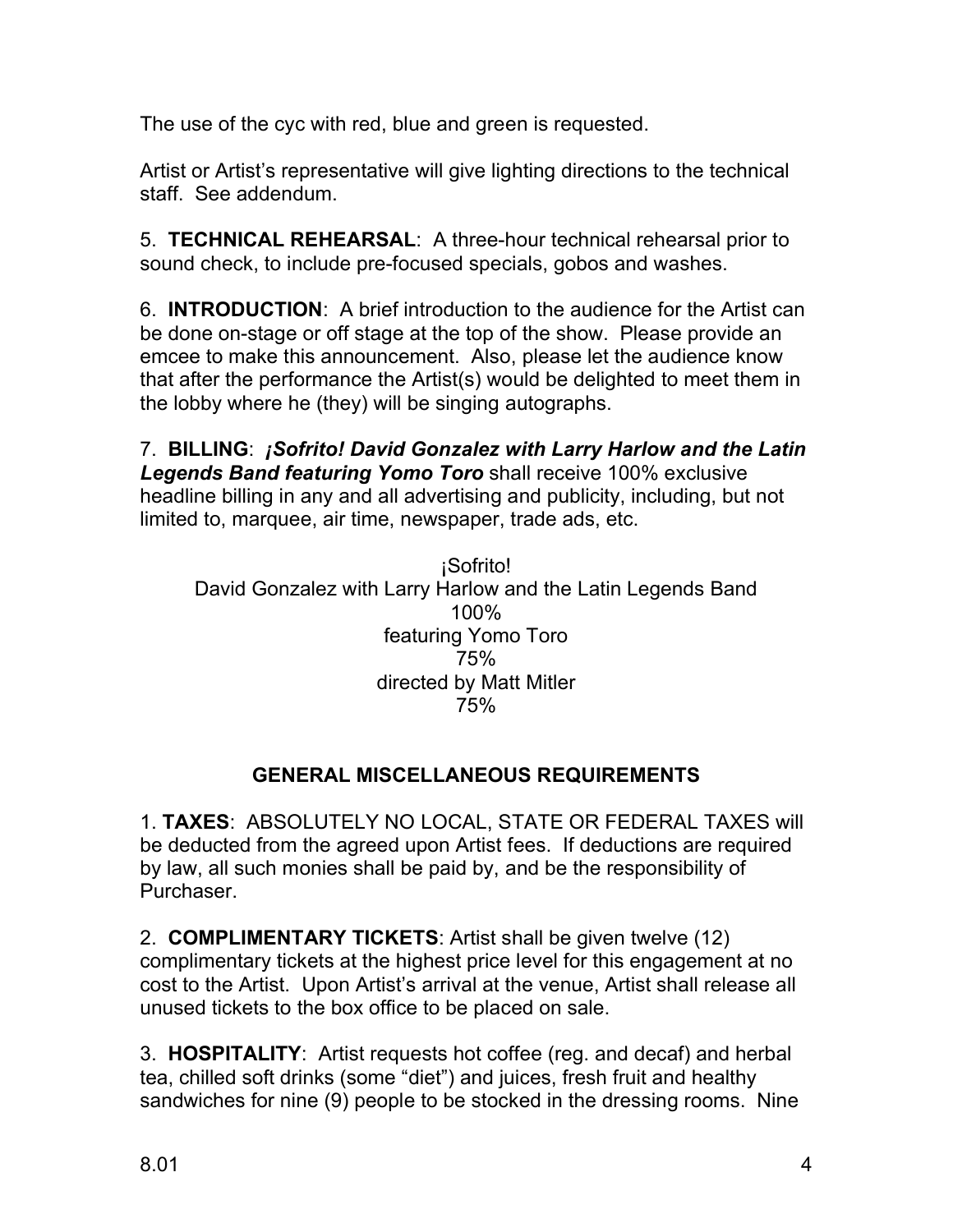The use of the cyc with red, blue and green is requested.

Artist or Artist's representative will give lighting directions to the technical staff. See addendum.

5. **TECHNICAL REHEARSAL**: A three-hour technical rehearsal prior to sound check, to include pre-focused specials, gobos and washes.

6. **INTRODUCTION**: A brief introduction to the audience for the Artist can be done on-stage or off stage at the top of the show. Please provide an emcee to make this announcement. Also, please let the audience know that after the performance the Artist(s) would be delighted to meet them in the lobby where he (they) will be singing autographs.

7. **BILLING**: ***¡Sofrito! David Gonzalez with Larry Harlow and the Latin Legends Band featuring Yomo Toro*** shall receive 100% exclusive headline billing in any and all advertising and publicity, including, but not limited to, marquee, air time, newspaper, trade ads, etc.

¡Sofrito!
David Gonzalez with Larry Harlow and the Latin Legends Band
100%
featuring Yomo Toro
75%
directed by Matt Mitler
75%

## GENERAL MISCELLANEOUS REQUIREMENTS

1. **TAXES**: ABSOLUTELY NO LOCAL, STATE OR FEDERAL TAXES will be deducted from the agreed upon Artist fees. If deductions are required by law, all such monies shall be paid by, and be the responsibility of Purchaser.

2. **COMPLIMENTARY TICKETS**: Artist shall be given twelve (12) complimentary tickets at the highest price level for this engagement at no cost to the Artist. Upon Artist's arrival at the venue, Artist shall release all unused tickets to the box office to be placed on sale.

3. **HOSPITALITY**: Artist requests hot coffee (reg. and decaf) and herbal tea, chilled soft drinks (some "diet") and juices, fresh fruit and healthy sandwiches for nine (9) people to be stocked in the dressing rooms. Nine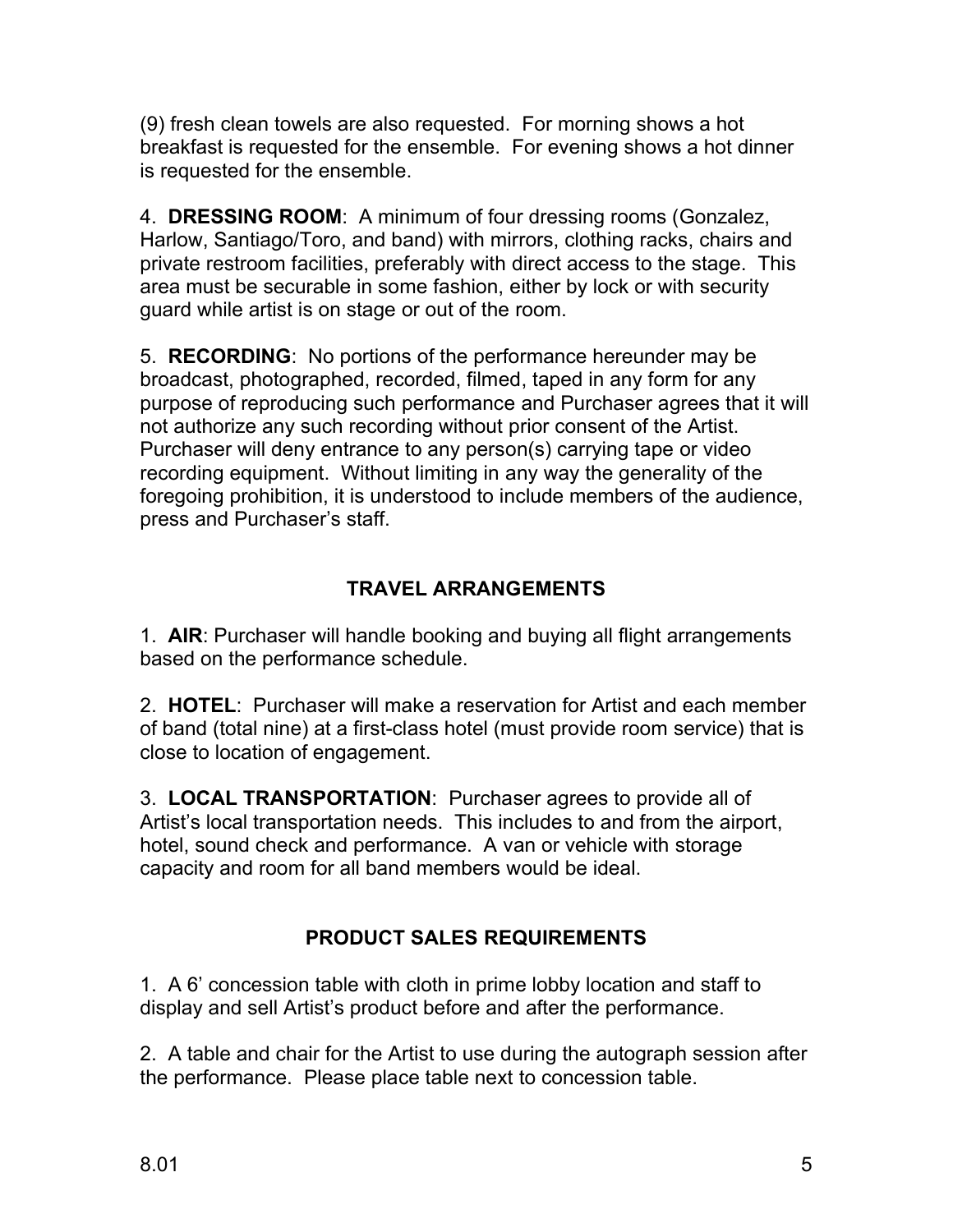(9) fresh clean towels are also requested. For morning shows a hot breakfast is requested for the ensemble. For evening shows a hot dinner is requested for the ensemble.

4. **DRESSING ROOM**: A minimum of four dressing rooms (Gonzalez, Harlow, Santiago/Toro, and band) with mirrors, clothing racks, chairs and private restroom facilities, preferably with direct access to the stage. This area must be securable in some fashion, either by lock or with security guard while artist is on stage or out of the room.

5. **RECORDING**: No portions of the performance hereunder may be broadcast, photographed, recorded, filmed, taped in any form for any purpose of reproducing such performance and Purchaser agrees that it will not authorize any such recording without prior consent of the Artist. Purchaser will deny entrance to any person(s) carrying tape or video recording equipment. Without limiting in any way the generality of the foregoing prohibition, it is understood to include members of the audience, press and Purchaser's staff.

## TRAVEL ARRANGEMENTS

1. **AIR**: Purchaser will handle booking and buying all flight arrangements based on the performance schedule.

2. **HOTEL**: Purchaser will make a reservation for Artist and each member of band (total nine) at a first-class hotel (must provide room service) that is close to location of engagement.

3. **LOCAL TRANSPORTATION**: Purchaser agrees to provide all of Artist's local transportation needs. This includes to and from the airport, hotel, sound check and performance. A van or vehicle with storage capacity and room for all band members would be ideal.

## PRODUCT SALES REQUIREMENTS

1. A 6' concession table with cloth in prime lobby location and staff to display and sell Artist's product before and after the performance.

2. A table and chair for the Artist to use during the autograph session after the performance. Please place table next to concession table.

8.01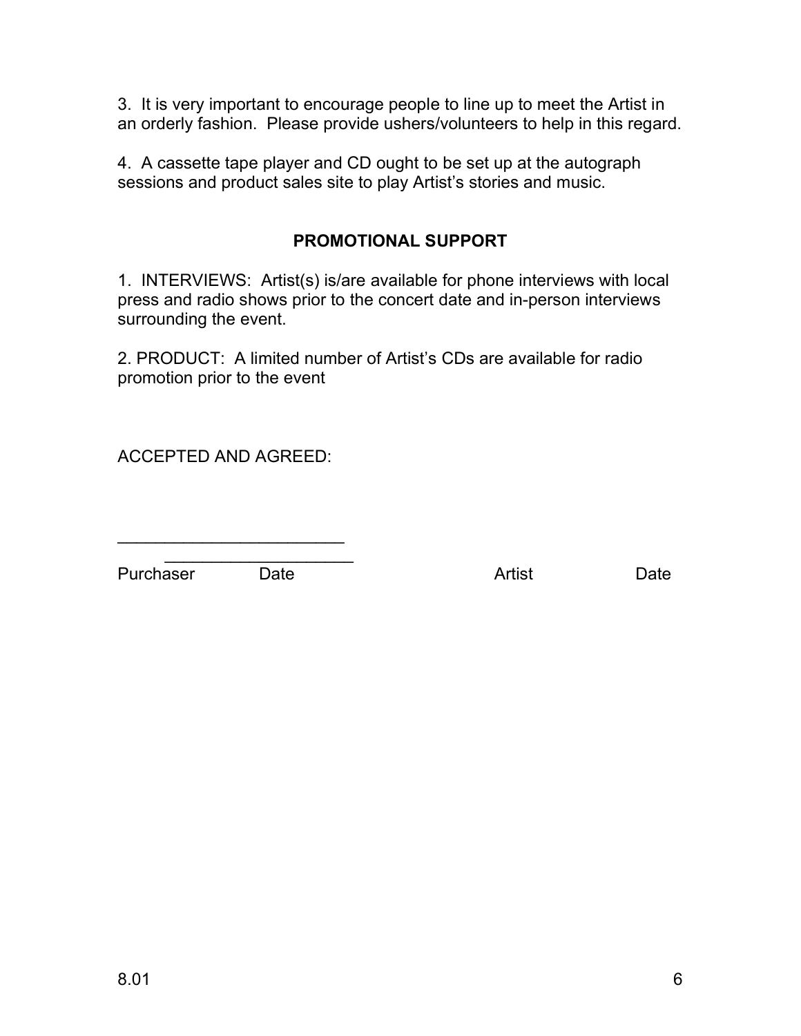3. It is very important to encourage people to line up to meet the Artist in an orderly fashion. Please provide ushers/volunteers to help in this regard.

4. A cassette tape player and CD ought to be set up at the autograph sessions and product sales site to play Artist's stories and music.

## PROMOTIONAL SUPPORT

1. INTERVIEWS: Artist(s) is/are available for phone interviews with local press and radio shows prior to the concert date and in-person interviews surrounding the event.

2. PRODUCT: A limited number of Artist's CDs are available for radio promotion prior to the event

ACCEPTED AND AGREED:

________________________
____________________

Purchaser Date Artist Date

8.01